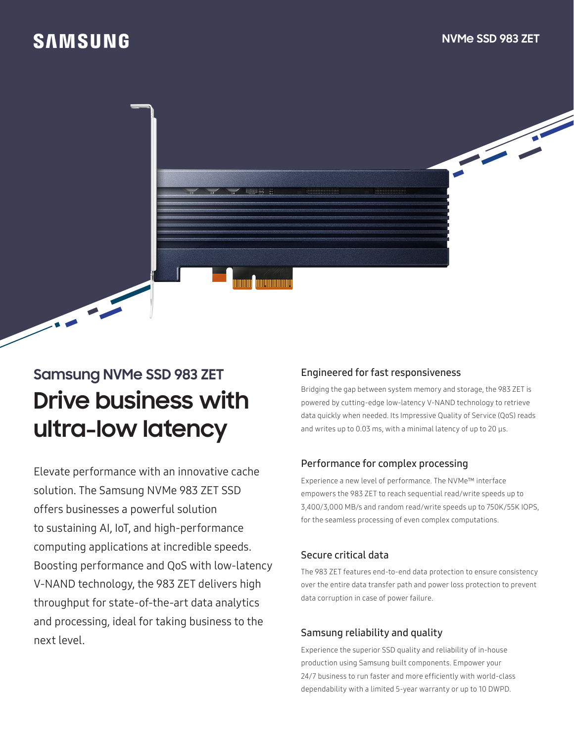SAMSUNG

NVMe SSD 983 ZET

## Samsung NVMe SSD 983 ZET

# Drive business with ultra-low latency

Elevate performance with an innovative cache solution. The Samsung NVMe 983 ZET SSD offers businesses a powerful solution to sustaining AI, IoT, and high-performance computing applications at incredible speeds. Boosting performance and QoS with low-latency V-NAND technology, the 983 ZET delivers high throughput for state-of-the-art data analytics and processing, ideal for taking business to the next level.

### Engineered for fast responsiveness

Bridging the gap between system memory and storage, the 983 ZET is powered by cutting-edge low-latency V-NAND technology to retrieve data quickly when needed. Its Impressive Quality of Service (QoS) reads and writes up to 0.03 ms, with a minimal latency of up to 20 µs.

### Performance for complex processing

Experience a new level of performance. The NVMe™ interface empowers the 983 ZET to reach sequential read/write speeds up to 3,400/3,000 MB/s and random read/write speeds up to 750K/55K IOPS, for the seamless processing of even complex computations.

### Secure critical data

The 983 ZET features end-to-end data protection to ensure consistency over the entire data transfer path and power loss protection to prevent data corruption in case of power failure.

### Samsung reliability and quality

Experience the superior SSD quality and reliability of in-house production using Samsung built components. Empower your 24/7 business to run faster and more efficiently with world-class dependability with a limited 5-year warranty or up to 10 DWPD.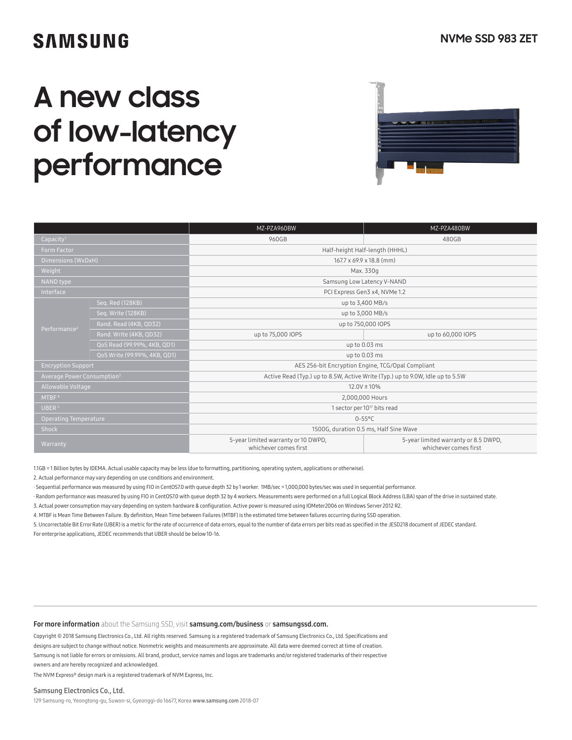# A new class of low-latency performance

| | | MZ-PZA960BW | MZ-PZA480BW |
|---|---|---|---|
| Capacity[1] | | 960GB | 480GB |
| Form Factor | | Half-height Half-length (HHHL) | |
| Dimensions (WxDxH) | | 167.7 x 69.9 x 18.8 (mm) | |
| Weight | | Max. 330g | |
| NAND type | | Samsung Low Latency V-NAND | |
| Interface | | PCI Express Gen3 x4, NVMe 1.2 | |
| Performance[2] | Seq. Red (128KB) | up to 3,400 MB/s | |
| | Seq. Write (128KB) | up to 3,000 MB/s | |
| | Rand. Read (4KB, QD32) | up to 750,000 IOPS | |
| | Rand. Write (4KB, QD32) | up to 75,000 IOPS | up to 60,000 IOPS |
| | QoS Read (99.99%, 4KB, QD1) | up to 0.03 ms | |
| | QoS Write (99.99%, 4KB, QD1) | up to 0.03 ms | |
| Encryption Support | | AES 256-bit Encryption Engine, TCG/Opal Compliant | |
| Average Power Consumption[3] | | Active Read (Typ.) up to 8.5W, Active Write (Typ.) up to 9.0W, Idle up to 5.5W | |
| Allowable Voltage | | 12.0V ± 10% | |
| MTBF[4] | | 2,000,000 Hours | |
| UBER[5] | | 1 sector per $10^{17}$ bits read | |
| Operating Temperature | | 0-55°C | |
| Shock | | 1500G, duration 0.5 ms, Half Sine Wave | |
| Warranty | | 5-year limited warranty or 10 DWPD, whichever comes first | 5-year limited warranty or 8.5 DWPD, whichever comes first |

1.1GB = 1 Billion bytes by IDEMA. Actual usable capacity may be less (due to formatting, partitioning, operating system, applications or otherwise).

2. Actual performance may vary depending on use conditions and environment.

· Sequential performance was measured by using FIO in CentOS7.0 with queue depth 32 by 1 worker. 1MB/sec = 1,000,000 bytes/sec was used in sequential performance.

· Random performance was measured by using FIO in CentOS7.0 with queue depth 32 by 4 workers. Measurements were performed on a full Logical Block Address (LBA) span of the drive in sustained state.

3. Actual power consumption may vary depending on system hardware & configuration. Active power is measured using IOMeter2006 on Windows Server 2012 R2.

4. MTBF is Mean Time Between Failure. By definition, Mean Time between Failures (MTBF) is the estimated time between failures occurring during SSD operation.

5. Uncorrectable Bit Error Rate (UBER) is a metric for the rate of occurrence of data errors, equal to the number of data errors per bits read as specified in the JESD218 document of JEDEC standard. For enterprise applications, JEDEC recommends that UBER should be below 10-16.

**For more information** about the Samsung SSD, visit **samsung.com/business** or **samsungssd.com.**

Copyright © 2018 Samsung Electronics Co., Ltd. All rights reserved. Samsung is a registered trademark of Samsung Electronics Co., Ltd. Specifications and designs are subject to change without notice. Nonmetric weights and measurements are approximate. All data were deemed correct at time of creation. Samsung is not liable for errors or omissions. All brand, product, service names and logos are trademarks and/or registered trademarks of their respective owners and are hereby recognized and acknowledged.

The NVM Express® design mark is a registered trademark of NVM Express, Inc.

Samsung Electronics Co., Ltd.

129 Samsung-ro, Yeongtong-gu, Suwon-si, Gyeonggi-do 16677, Korea www.samsung.com 2018-07